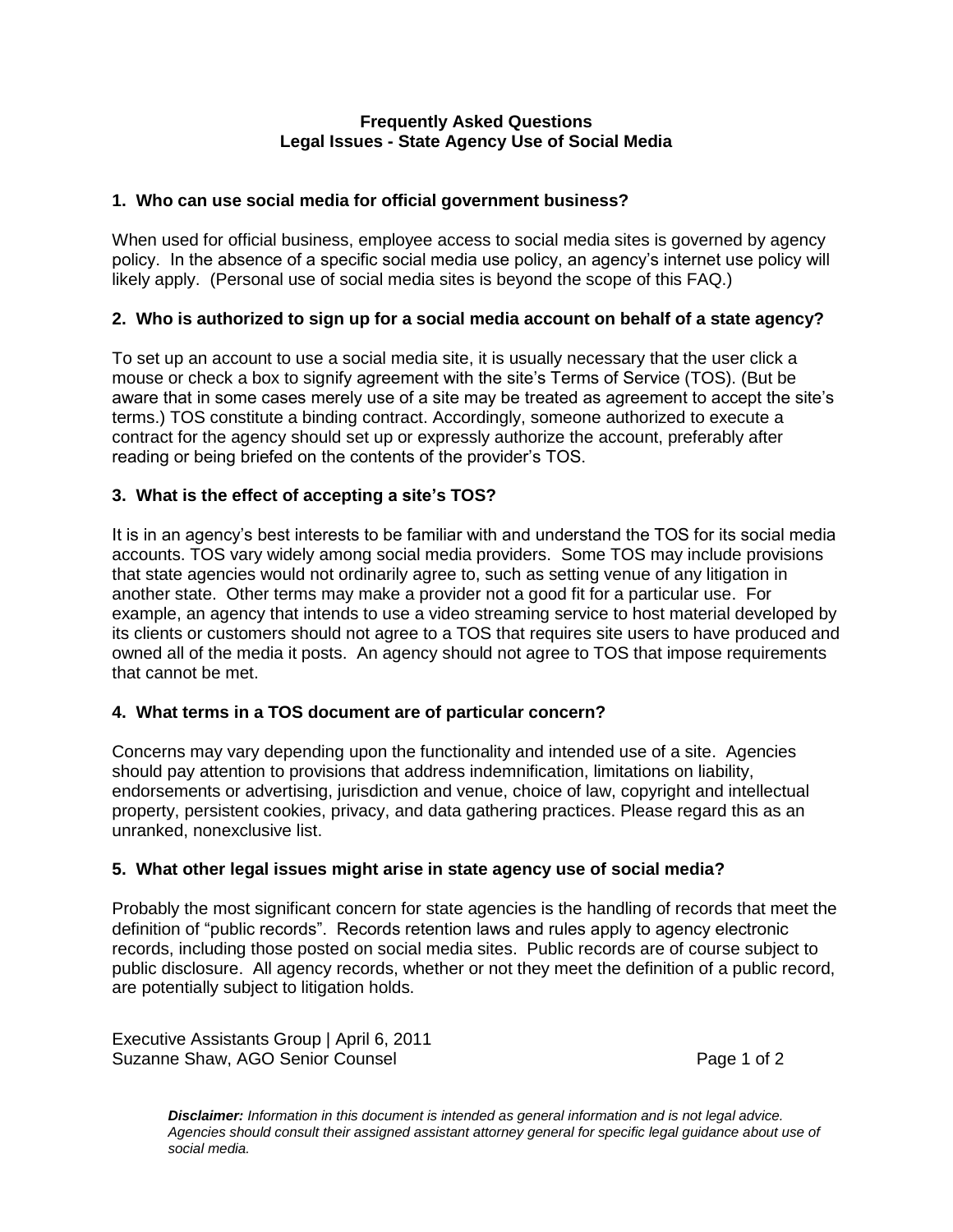# Frequently Asked Questions
## Legal Issues - State Agency Use of Social Media

### 1. Who can use social media for official government business?

When used for official business, employee access to social media sites is governed by agency policy. In the absence of a specific social media use policy, an agency's internet use policy will likely apply. (Personal use of social media sites is beyond the scope of this FAQ.)

### 2. Who is authorized to sign up for a social media account on behalf of a state agency?

To set up an account to use a social media site, it is usually necessary that the user click a mouse or check a box to signify agreement with the site's Terms of Service (TOS). (But be aware that in some cases merely use of a site may be treated as agreement to accept the site's terms.) TOS constitute a binding contract. Accordingly, someone authorized to execute a contract for the agency should set up or expressly authorize the account, preferably after reading or being briefed on the contents of the provider's TOS.

### 3. What is the effect of accepting a site's TOS?

It is in an agency's best interests to be familiar with and understand the TOS for its social media accounts. TOS vary widely among social media providers. Some TOS may include provisions that state agencies would not ordinarily agree to, such as setting venue of any litigation in another state. Other terms may make a provider not a good fit for a particular use. For example, an agency that intends to use a video streaming service to host material developed by its clients or customers should not agree to a TOS that requires site users to have produced and owned all of the media it posts. An agency should not agree to TOS that impose requirements that cannot be met.

### 4. What terms in a TOS document are of particular concern?

Concerns may vary depending upon the functionality and intended use of a site. Agencies should pay attention to provisions that address indemnification, limitations on liability, endorsements or advertising, jurisdiction and venue, choice of law, copyright and intellectual property, persistent cookies, privacy, and data gathering practices. Please regard this as an unranked, nonexclusive list.

### 5. What other legal issues might arise in state agency use of social media?

Probably the most significant concern for state agencies is the handling of records that meet the definition of "public records". Records retention laws and rules apply to agency electronic records, including those posted on social media sites. Public records are of course subject to public disclosure. All agency records, whether or not they meet the definition of a public record, are potentially subject to litigation holds.

Executive Assistants Group | April 6, 2011
Suzanne Shaw, AGO Senior Counsel

***Disclaimer:*** *Information in this document is intended as general information and is not legal advice. Agencies should consult their assigned assistant attorney general for specific legal guidance about use of social media.*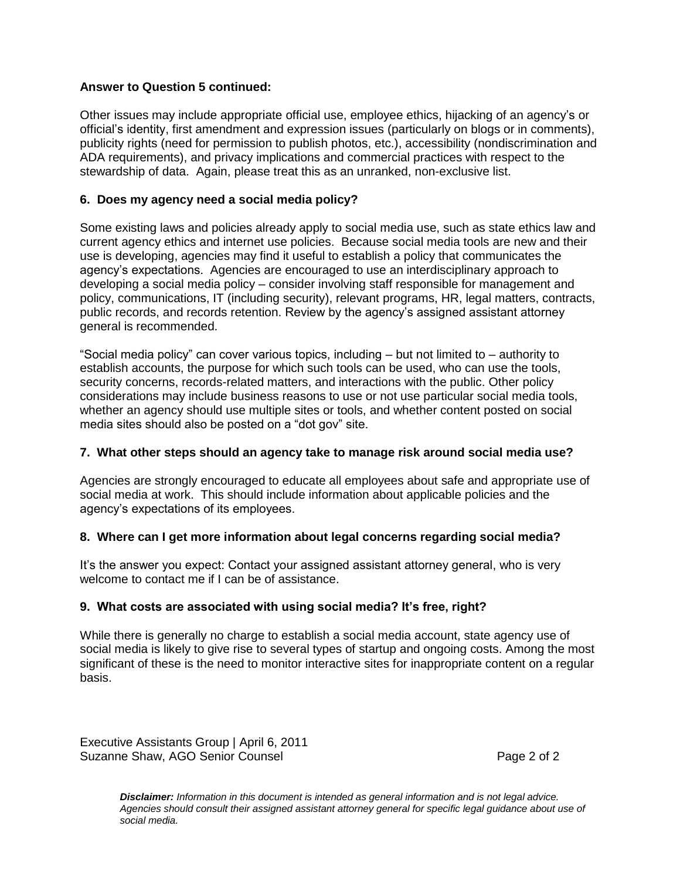**Answer to Question 5 continued:**

Other issues may include appropriate official use, employee ethics, hijacking of an agency's or official's identity, first amendment and expression issues (particularly on blogs or in comments), publicity rights (need for permission to publish photos, etc.), accessibility (nondiscrimination and ADA requirements), and privacy implications and commercial practices with respect to the stewardship of data. Again, please treat this as an unranked, non-exclusive list.

**6. Does my agency need a social media policy?**

Some existing laws and policies already apply to social media use, such as state ethics law and current agency ethics and internet use policies. Because social media tools are new and their use is developing, agencies may find it useful to establish a policy that communicates the agency's expectations. Agencies are encouraged to use an interdisciplinary approach to developing a social media policy – consider involving staff responsible for management and policy, communications, IT (including security), relevant programs, HR, legal matters, contracts, public records, and records retention. Review by the agency's assigned assistant attorney general is recommended.

"Social media policy" can cover various topics, including – but not limited to – authority to establish accounts, the purpose for which such tools can be used, who can use the tools, security concerns, records-related matters, and interactions with the public. Other policy considerations may include business reasons to use or not use particular social media tools, whether an agency should use multiple sites or tools, and whether content posted on social media sites should also be posted on a "dot gov" site.

**7. What other steps should an agency take to manage risk around social media use?**

Agencies are strongly encouraged to educate all employees about safe and appropriate use of social media at work. This should include information about applicable policies and the agency's expectations of its employees.

**8. Where can I get more information about legal concerns regarding social media?**

It's the answer you expect: Contact your assigned assistant attorney general, who is very welcome to contact me if I can be of assistance.

**9. What costs are associated with using social media? It's free, right?**

While there is generally no charge to establish a social media account, state agency use of social media is likely to give rise to several types of startup and ongoing costs. Among the most significant of these is the need to monitor interactive sites for inappropriate content on a regular basis.

Executive Assistants Group | April 6, 2011
Suzanne Shaw, AGO Senior Counsel

***Disclaimer:*** *Information in this document is intended as general information and is not legal advice. Agencies should consult their assigned assistant attorney general for specific legal guidance about use of social media.*